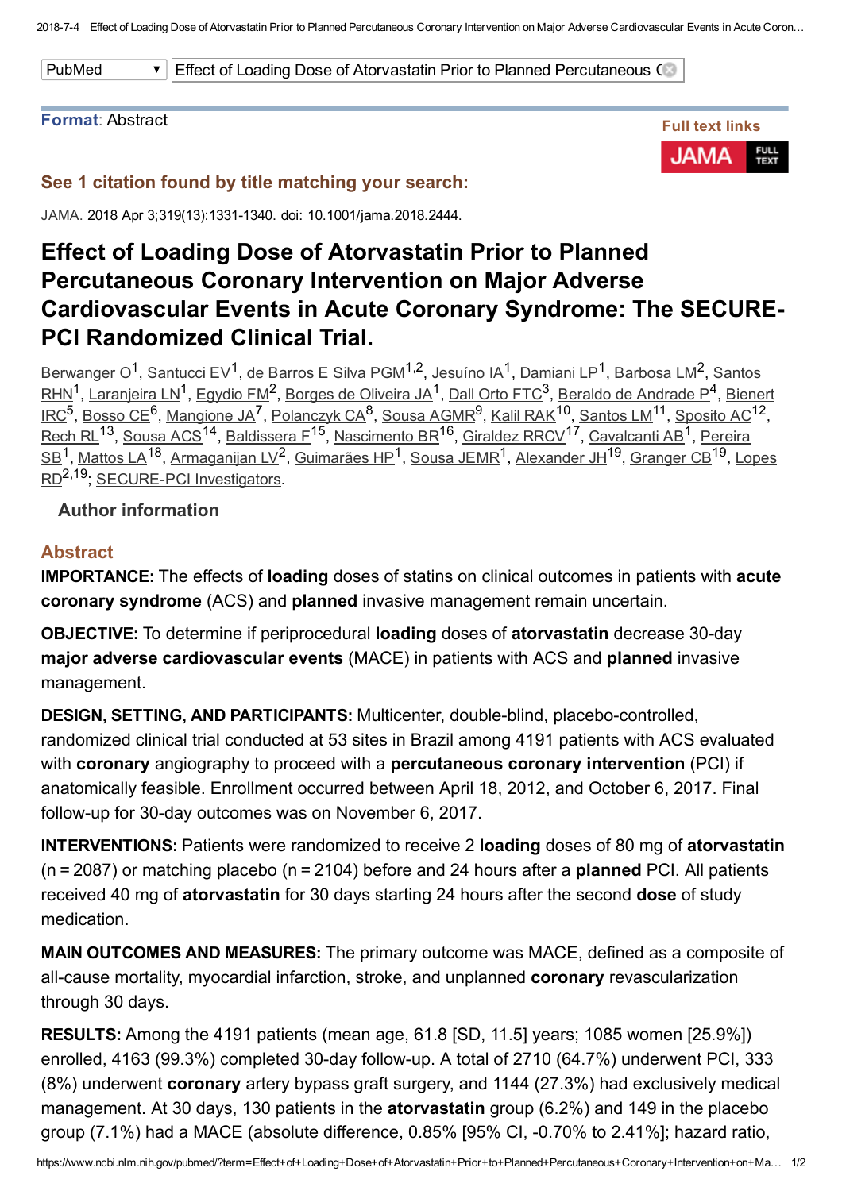PubMed | Effect of Loading Dose of Atorvastatin Prior to Planned Percutaneous C

**Format**: Abstract

**Full text links**

JAMA FULL TEXT

**See 1 citation found by title matching your search:**

JAMA. 2018 Apr 3;319(13):1331-1340. doi: 10.1001/jama.2018.2444.

# Effect of Loading Dose of Atorvastatin Prior to Planned Percutaneous Coronary Intervention on Major Adverse Cardiovascular Events in Acute Coronary Syndrome: The SECURE-PCI Randomized Clinical Trial.

Berwanger O[1], Santucci EV[1], de Barros E Silva PGM[1,2], Jesuíno IA[1], Damiani LP[1], Barbosa LM[2], Santos RHN[1], Laranjeira LN[1], Egydio FM[2], Borges de Oliveira JA[1], Dall Orto FTC[3], Beraldo de Andrade P[4], Bienert IRC[5], Bosso CE[6], Mangione JA[7], Polanczyk CA[8], Sousa AGMR[9], Kalil RAK[10], Santos LM[11], Sposito AC[12], Rech RL[13], Sousa ACS[14], Baldissera F[15], Nascimento BR[16], Giraldez RRCV[17], Cavalcanti AB[1], Pereira SB[1], Mattos LA[18], Armaganijan LV[2], Guimarães HP[1], Sousa JEMR[1], Alexander JH[19], Granger CB[19], Lopes RD[2,19]; SECURE-PCI Investigators.

**Author information**

## Abstract

**IMPORTANCE:** The effects of **loading** doses of statins on clinical outcomes in patients with **acute coronary syndrome** (ACS) and **planned** invasive management remain uncertain.

**OBJECTIVE:** To determine if periprocedural **loading** doses of **atorvastatin** decrease 30-day **major adverse cardiovascular events** (MACE) in patients with ACS and **planned** invasive management.

**DESIGN, SETTING, AND PARTICIPANTS:** Multicenter, double-blind, placebo-controlled, randomized clinical trial conducted at 53 sites in Brazil among 4191 patients with ACS evaluated with **coronary** angiography to proceed with a **percutaneous coronary intervention** (PCI) if anatomically feasible. Enrollment occurred between April 18, 2012, and October 6, 2017. Final follow-up for 30-day outcomes was on November 6, 2017.

**INTERVENTIONS:** Patients were randomized to receive 2 **loading** doses of 80 mg of **atorvastatin** (n = 2087) or matching placebo (n = 2104) before and 24 hours after a **planned** PCI. All patients received 40 mg of **atorvastatin** for 30 days starting 24 hours after the second **dose** of study medication.

**MAIN OUTCOMES AND MEASURES:** The primary outcome was MACE, defined as a composite of all-cause mortality, myocardial infarction, stroke, and unplanned **coronary** revascularization through 30 days.

**RESULTS:** Among the 4191 patients (mean age, 61.8 [SD, 11.5] years; 1085 women [25.9%]) enrolled, 4163 (99.3%) completed 30-day follow-up. A total of 2710 (64.7%) underwent PCI, 333 (8%) underwent **coronary** artery bypass graft surgery, and 1144 (27.3%) had exclusively medical management. At 30 days, 130 patients in the **atorvastatin** group (6.2%) and 149 in the placebo group (7.1%) had a MACE (absolute difference, 0.85% [95% CI, -0.70% to 2.41%]; hazard ratio,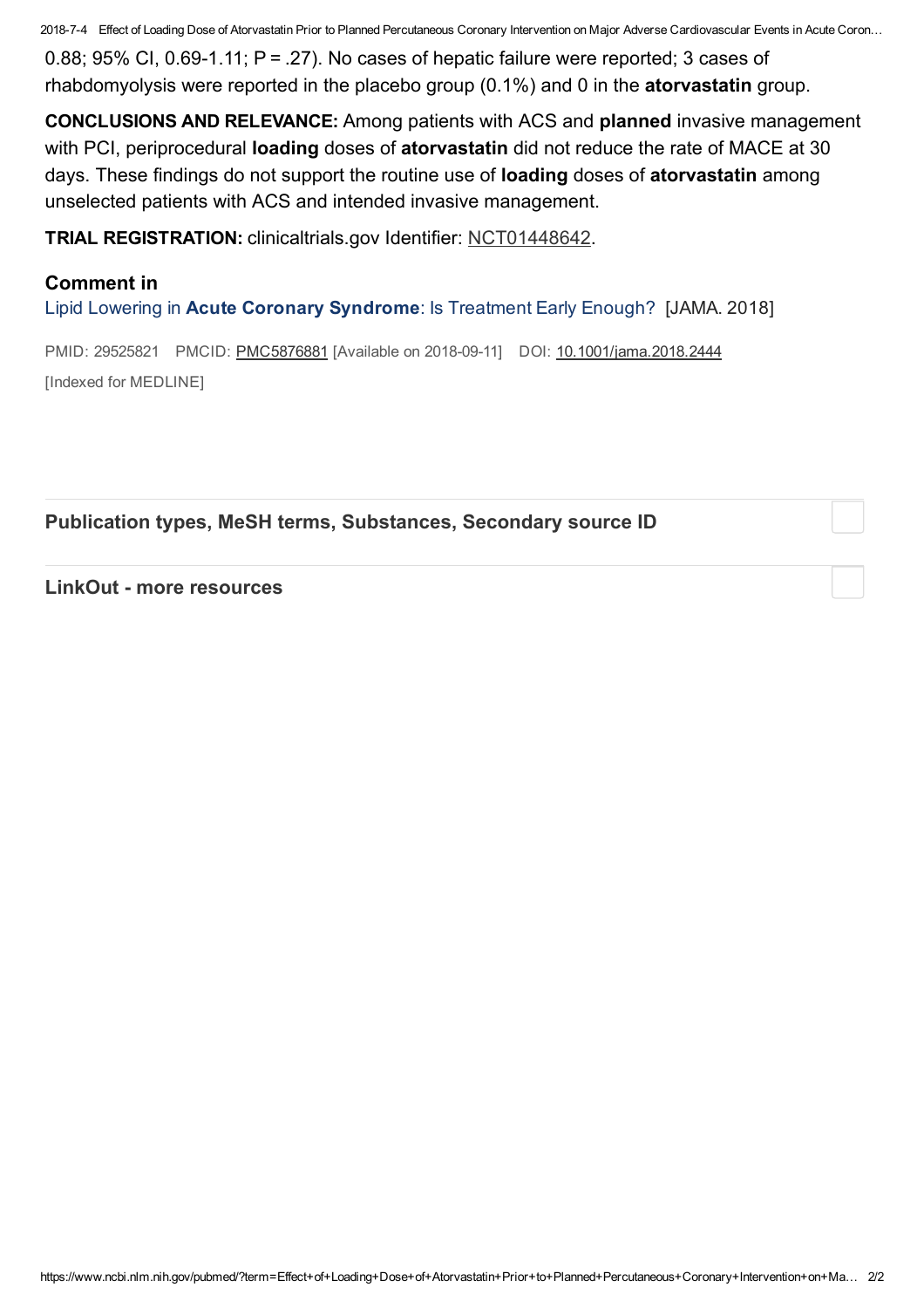0.88; 95% CI, 0.69-1.11; P = .27). No cases of hepatic failure were reported; 3 cases of rhabdomyolysis were reported in the placebo group (0.1%) and 0 in the **atorvastatin** group.

**CONCLUSIONS AND RELEVANCE:** Among patients with ACS and **planned** invasive management with PCI, periprocedural **loading** doses of **atorvastatin** did not reduce the rate of MACE at 30 days. These findings do not support the routine use of **loading** doses of **atorvastatin** among unselected patients with ACS and intended invasive management.

**TRIAL REGISTRATION:** clinicaltrials.gov Identifier: NCT01448642.

## Comment in

Lipid Lowering in **Acute Coronary Syndrome**: Is Treatment Early Enough? [JAMA. 2018]

PMID: 29525821 PMCID: PMC5876881 [Available on 2018-09-11] DOI: 10.1001/jama.2018.2444

[Indexed for MEDLINE]

## Publication types, MeSH terms, Substances, Secondary source ID

## LinkOut - more resources